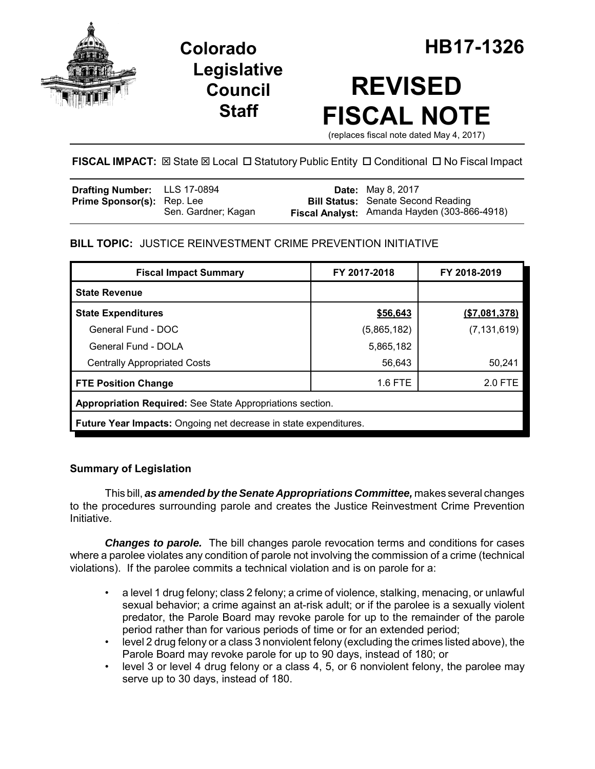# Colorado Legislative Council Staff

# HB17-1326

# REVISED FISCAL NOTE

(replaces fiscal note dated May 4, 2017)

**FISCAL IMPACT:** ☒ State ☒ Local ☐ Statutory Public Entity ☐ Conditional ☐ No Fiscal Impact

| | | | |
|---|---|---|---|
| **Drafting Number:** | LLS 17-0894 | **Date:** | May 8, 2017 |
| **Prime Sponsor(s):** | Rep. Lee<br>Sen. Gardner; Kagan | **Bill Status:** | Senate Second Reading |
| | | **Fiscal Analyst:** | Amanda Hayden (303-866-4918) |

## BILL TOPIC: JUSTICE REINVESTMENT CRIME PREVENTION INITIATIVE

| Fiscal Impact Summary | FY 2017-2018 | FY 2018-2019 |
|---|---|---|
| **State Revenue** | | |
| **State Expenditures** | **$56,643** | **($7,081,378)** |
| General Fund - DOC | (5,865,182) | (7,131,619) |
| General Fund - DOLA | 5,865,182 | |
| Centrally Appropriated Costs | 56,643 | 50,241 |
| **FTE Position Change** | 1.6 FTE | 2.0 FTE |
| **Appropriation Required:** See State Appropriations section. | | |
| **Future Year Impacts:** Ongoing net decrease in state expenditures. | | |

### Summary of Legislation

This bill, ***as amended by the Senate Appropriations Committee,*** makes several changes to the procedures surrounding parole and creates the Justice Reinvestment Crime Prevention Initiative.

***Changes to parole.*** The bill changes parole revocation terms and conditions for cases where a parolee violates any condition of parole not involving the commission of a crime (technical violations). If the parolee commits a technical violation and is on parole for a:

- a level 1 drug felony; class 2 felony; a crime of violence, stalking, menacing, or unlawful sexual behavior; a crime against an at-risk adult; or if the parolee is a sexually violent predator, the Parole Board may revoke parole for up to the remainder of the parole period rather than for various periods of time or for an extended period;
- level 2 drug felony or a class 3 nonviolent felony (excluding the crimes listed above), the Parole Board may revoke parole for up to 90 days, instead of 180; or
- level 3 or level 4 drug felony or a class 4, 5, or 6 nonviolent felony, the parolee may serve up to 30 days, instead of 180.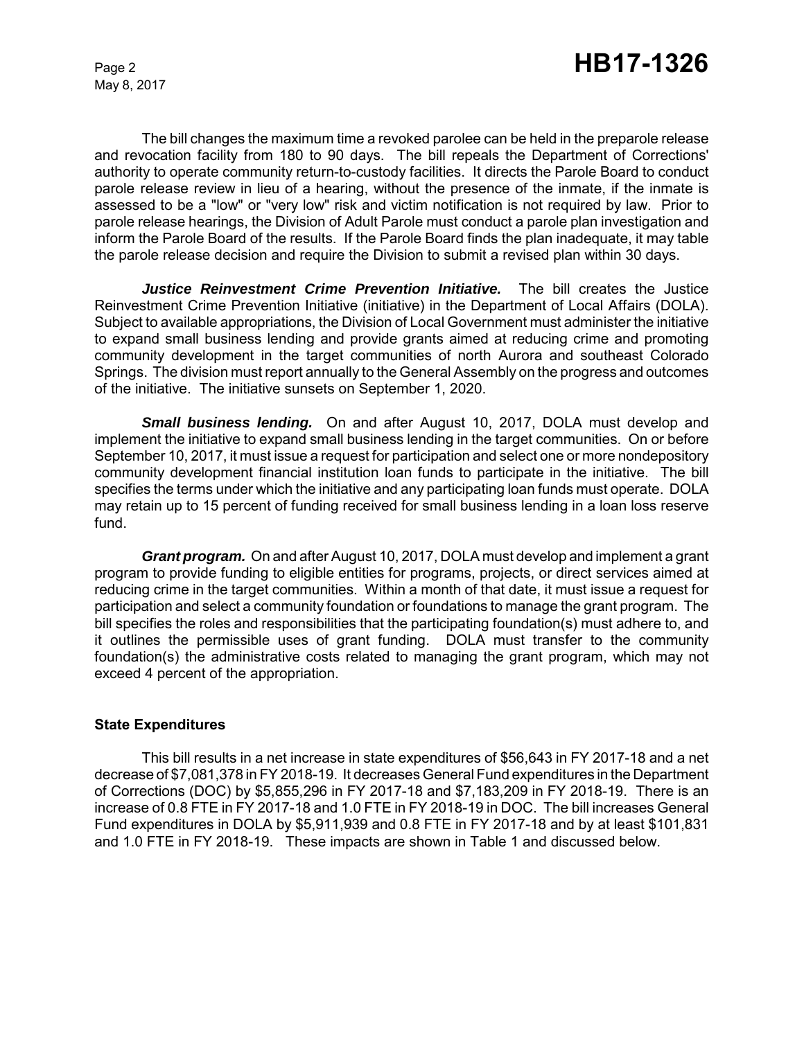The bill changes the maximum time a revoked parolee can be held in the preparole release and revocation facility from 180 to 90 days. The bill repeals the Department of Corrections' authority to operate community return-to-custody facilities. It directs the Parole Board to conduct parole release review in lieu of a hearing, without the presence of the inmate, if the inmate is assessed to be a "low" or "very low" risk and victim notification is not required by law. Prior to parole release hearings, the Division of Adult Parole must conduct a parole plan investigation and inform the Parole Board of the results. If the Parole Board finds the plan inadequate, it may table the parole release decision and require the Division to submit a revised plan within 30 days.

***Justice Reinvestment Crime Prevention Initiative.*** The bill creates the Justice Reinvestment Crime Prevention Initiative (initiative) in the Department of Local Affairs (DOLA). Subject to available appropriations, the Division of Local Government must administer the initiative to expand small business lending and provide grants aimed at reducing crime and promoting community development in the target communities of north Aurora and southeast Colorado Springs. The division must report annually to the General Assembly on the progress and outcomes of the initiative. The initiative sunsets on September 1, 2020.

***Small business lending.*** On and after August 10, 2017, DOLA must develop and implement the initiative to expand small business lending in the target communities. On or before September 10, 2017, it must issue a request for participation and select one or more nondepository community development financial institution loan funds to participate in the initiative. The bill specifies the terms under which the initiative and any participating loan funds must operate. DOLA may retain up to 15 percent of funding received for small business lending in a loan loss reserve fund.

***Grant program.*** On and after August 10, 2017, DOLA must develop and implement a grant program to provide funding to eligible entities for programs, projects, or direct services aimed at reducing crime in the target communities. Within a month of that date, it must issue a request for participation and select a community foundation or foundations to manage the grant program. The bill specifies the roles and responsibilities that the participating foundation(s) must adhere to, and it outlines the permissible uses of grant funding. DOLA must transfer to the community foundation(s) the administrative costs related to managing the grant program, which may not exceed 4 percent of the appropriation.

**State Expenditures**

This bill results in a net increase in state expenditures of $56,643 in FY 2017-18 and a net decrease of $7,081,378 in FY 2018-19. It decreases General Fund expenditures in the Department of Corrections (DOC) by $5,855,296 in FY 2017-18 and $7,183,209 in FY 2018-19. There is an increase of 0.8 FTE in FY 2017-18 and 1.0 FTE in FY 2018-19 in DOC. The bill increases General Fund expenditures in DOLA by $5,911,939 and 0.8 FTE in FY 2017-18 and by at least $101,831 and 1.0 FTE in FY 2018-19. These impacts are shown in Table 1 and discussed below.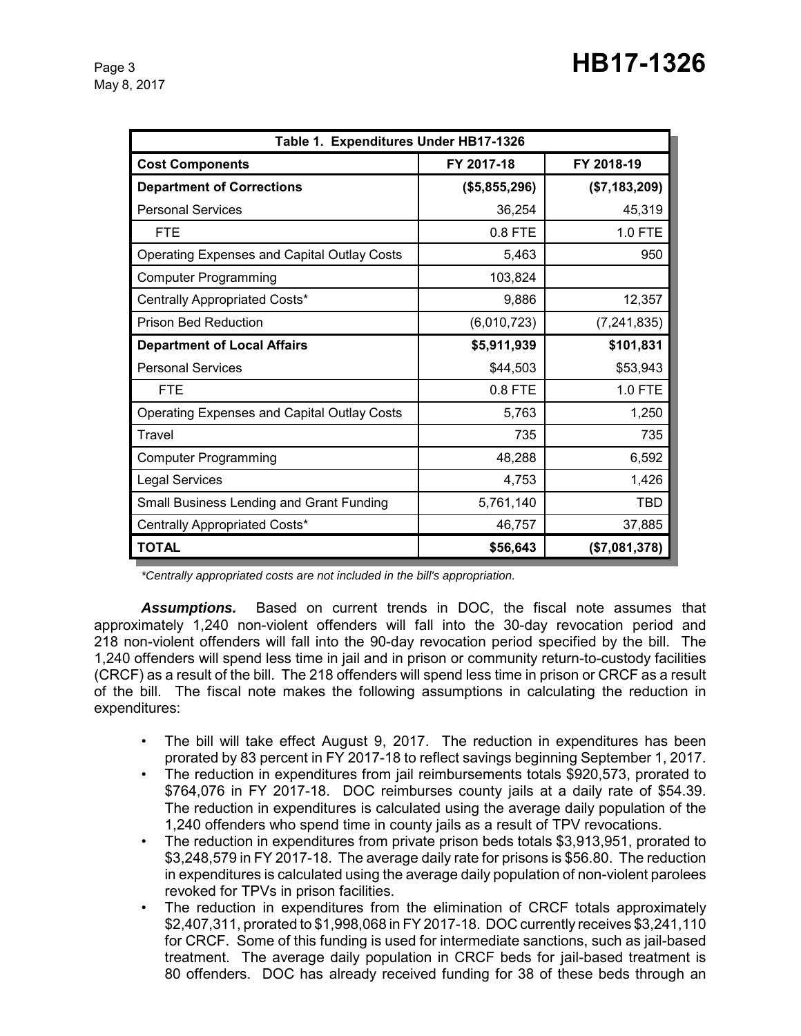| Table 1. Expenditures Under HB17-1326 | | |
|---|---|---|
| **Cost Components** | **FY 2017-18** | **FY 2018-19** |
| **Department of Corrections** | **($5,855,296)** | **($7,183,209)** |
| Personal Services | 36,254 | 45,319 |
| FTE | 0.8 FTE | 1.0 FTE |
| Operating Expenses and Capital Outlay Costs | 5,463 | 950 |
| Computer Programming | 103,824 | |
| Centrally Appropriated Costs* | 9,886 | 12,357 |
| Prison Bed Reduction | (6,010,723) | (7,241,835) |
| **Department of Local Affairs** | **$5,911,939** | **$101,831** |
| Personal Services | $44,503 | $53,943 |
| FTE | 0.8 FTE | 1.0 FTE |
| Operating Expenses and Capital Outlay Costs | 5,763 | 1,250 |
| Travel | 735 | 735 |
| Computer Programming | 48,288 | 6,592 |
| Legal Services | 4,753 | 1,426 |
| Small Business Lending and Grant Funding | 5,761,140 | TBD |
| Centrally Appropriated Costs* | 46,757 | 37,885 |
| **TOTAL** | **$56,643** | **($7,081,378)** |

*\*Centrally appropriated costs are not included in the bill's appropriation.*

***Assumptions.*** Based on current trends in DOC, the fiscal note assumes that approximately 1,240 non-violent offenders will fall into the 30-day revocation period and 218 non-violent offenders will fall into the 90-day revocation period specified by the bill. The 1,240 offenders will spend less time in jail and in prison or community return-to-custody facilities (CRCF) as a result of the bill. The 218 offenders will spend less time in prison or CRCF as a result of the bill. The fiscal note makes the following assumptions in calculating the reduction in expenditures:

- The bill will take effect August 9, 2017. The reduction in expenditures has been prorated by 83 percent in FY 2017-18 to reflect savings beginning September 1, 2017.
- The reduction in expenditures from jail reimbursements totals $920,573, prorated to $764,076 in FY 2017-18. DOC reimburses county jails at a daily rate of $54.39. The reduction in expenditures is calculated using the average daily population of the 1,240 offenders who spend time in county jails as a result of TPV revocations.
- The reduction in expenditures from private prison beds totals $3,913,951, prorated to $3,248,579 in FY 2017-18. The average daily rate for prisons is $56.80. The reduction in expenditures is calculated using the average daily population of non-violent parolees revoked for TPVs in prison facilities.
- The reduction in expenditures from the elimination of CRCF totals approximately $2,407,311, prorated to $1,998,068 in FY 2017-18. DOC currently receives $3,241,110 for CRCF. Some of this funding is used for intermediate sanctions, such as jail-based treatment. The average daily population in CRCF beds for jail-based treatment is 80 offenders. DOC has already received funding for 38 of these beds through an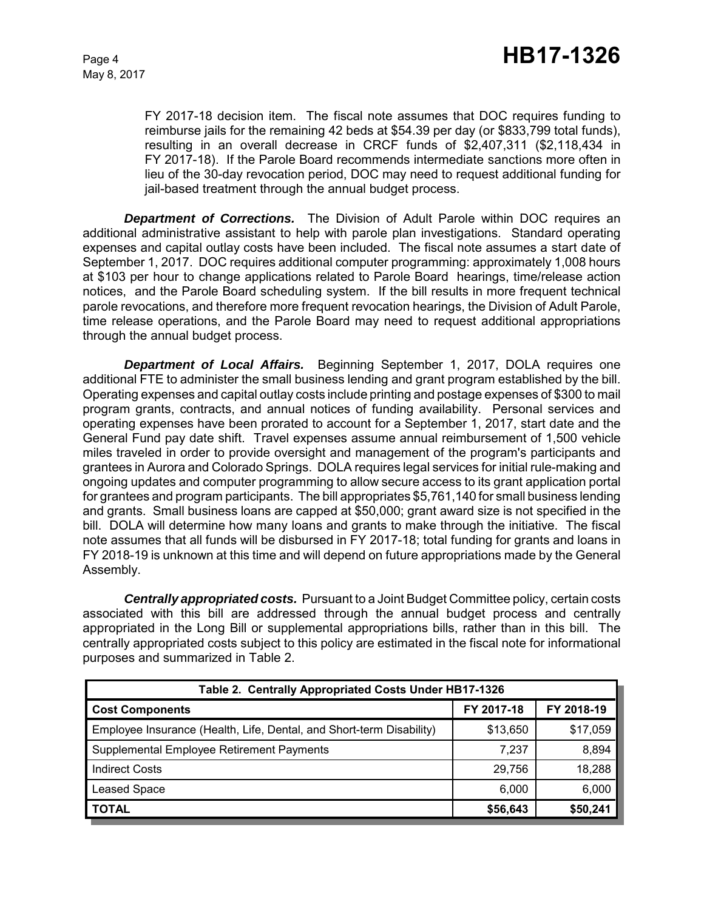FY 2017-18 decision item. The fiscal note assumes that DOC requires funding to reimburse jails for the remaining 42 beds at $54.39 per day (or $833,799 total funds), resulting in an overall decrease in CRCF funds of $2,407,311 ($2,118,434 in FY 2017-18). If the Parole Board recommends intermediate sanctions more often in lieu of the 30-day revocation period, DOC may need to request additional funding for jail-based treatment through the annual budget process.

***Department of Corrections.*** The Division of Adult Parole within DOC requires an additional administrative assistant to help with parole plan investigations. Standard operating expenses and capital outlay costs have been included. The fiscal note assumes a start date of September 1, 2017. DOC requires additional computer programming: approximately 1,008 hours at $103 per hour to change applications related to Parole Board hearings, time/release action notices, and the Parole Board scheduling system. If the bill results in more frequent technical parole revocations, and therefore more frequent revocation hearings, the Division of Adult Parole, time release operations, and the Parole Board may need to request additional appropriations through the annual budget process.

***Department of Local Affairs.*** Beginning September 1, 2017, DOLA requires one additional FTE to administer the small business lending and grant program established by the bill. Operating expenses and capital outlay costs include printing and postage expenses of $300 to mail program grants, contracts, and annual notices of funding availability. Personal services and operating expenses have been prorated to account for a September 1, 2017, start date and the General Fund pay date shift. Travel expenses assume annual reimbursement of 1,500 vehicle miles traveled in order to provide oversight and management of the program's participants and grantees in Aurora and Colorado Springs. DOLA requires legal services for initial rule-making and ongoing updates and computer programming to allow secure access to its grant application portal for grantees and program participants. The bill appropriates $5,761,140 for small business lending and grants. Small business loans are capped at $50,000; grant award size is not specified in the bill. DOLA will determine how many loans and grants to make through the initiative. The fiscal note assumes that all funds will be disbursed in FY 2017-18; total funding for grants and loans in FY 2018-19 is unknown at this time and will depend on future appropriations made by the General Assembly.

***Centrally appropriated costs.*** Pursuant to a Joint Budget Committee policy, certain costs associated with this bill are addressed through the annual budget process and centrally appropriated in the Long Bill or supplemental appropriations bills, rather than in this bill. The centrally appropriated costs subject to this policy are estimated in the fiscal note for informational purposes and summarized in Table 2.

| Table 2. Centrally Appropriated Costs Under HB17-1326 | | |
|---|---|---|
| **Cost Components** | **FY 2017-18** | **FY 2018-19** |
| Employee Insurance (Health, Life, Dental, and Short-term Disability) | $13,650 | $17,059 |
| Supplemental Employee Retirement Payments | 7,237 | 8,894 |
| Indirect Costs | 29,756 | 18,288 |
| Leased Space | 6,000 | 6,000 |
| **TOTAL** | **$56,643** | **$50,241** |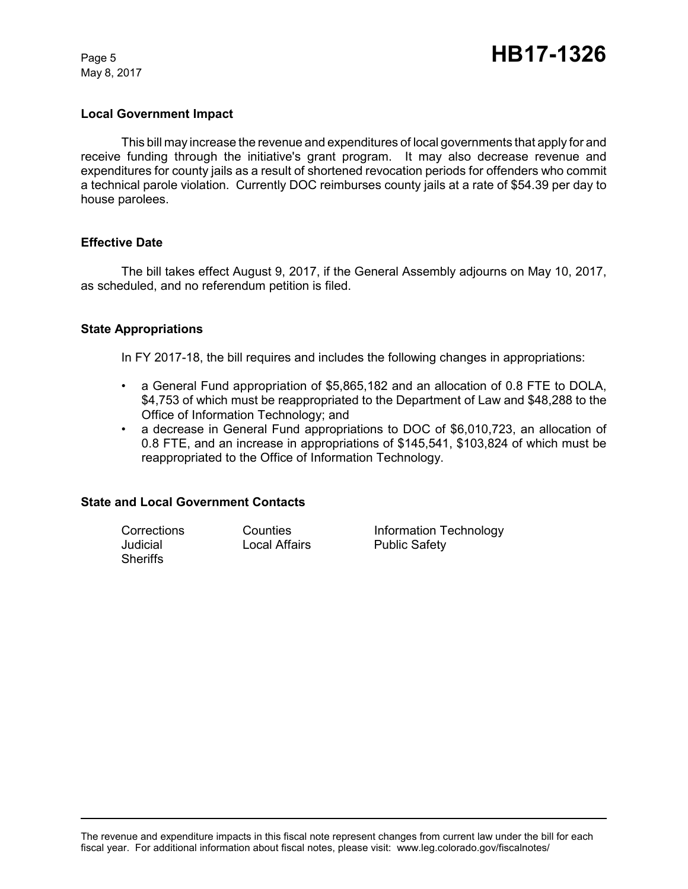### Local Government Impact

This bill may increase the revenue and expenditures of local governments that apply for and receive funding through the initiative's grant program. It may also decrease revenue and expenditures for county jails as a result of shortened revocation periods for offenders who commit a technical parole violation. Currently DOC reimburses county jails at a rate of $54.39 per day to house parolees.

### Effective Date

The bill takes effect August 9, 2017, if the General Assembly adjourns on May 10, 2017, as scheduled, and no referendum petition is filed.

### State Appropriations

In FY 2017-18, the bill requires and includes the following changes in appropriations:

- a General Fund appropriation of $5,865,182 and an allocation of 0.8 FTE to DOLA, $4,753 of which must be reappropriated to the Department of Law and $48,288 to the Office of Information Technology; and
- a decrease in General Fund appropriations to DOC of $6,010,723, an allocation of 0.8 FTE, and an increase in appropriations of $145,541, $103,824 of which must be reappropriated to the Office of Information Technology.

### State and Local Government Contacts

| | | |
|---|---|---|
| Corrections | Counties | Information Technology |
| Judicial | Local Affairs | Public Safety |
| Sheriffs | | |

The revenue and expenditure impacts in this fiscal note represent changes from current law under the bill for each fiscal year. For additional information about fiscal notes, please visit: www.leg.colorado.gov/fiscalnotes/